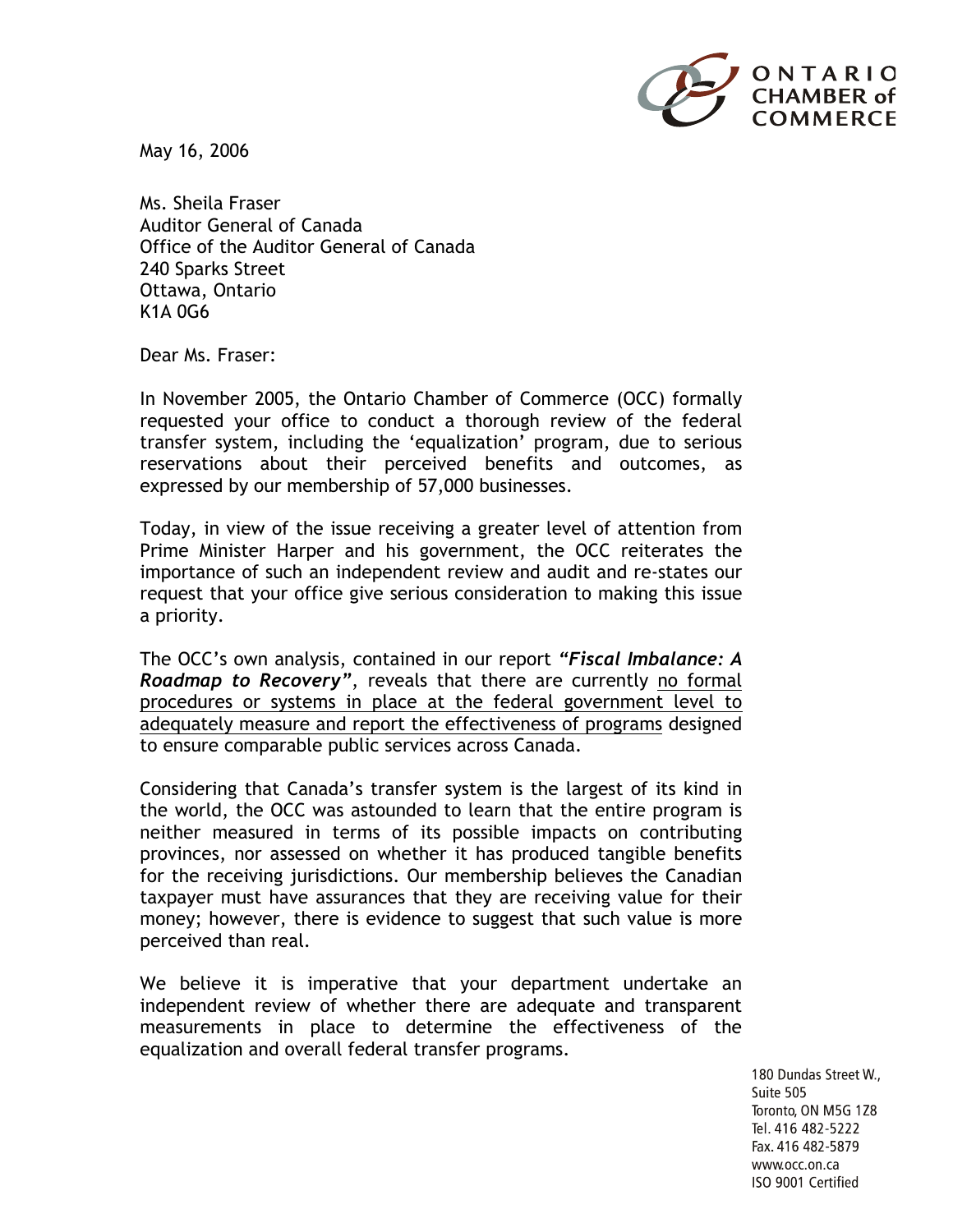ONTARIO CHAMBER of COMMERCE

May 16, 2006

Ms. Sheila Fraser
Auditor General of Canada
Office of the Auditor General of Canada
240 Sparks Street
Ottawa, Ontario
K1A 0G6

Dear Ms. Fraser:

In November 2005, the Ontario Chamber of Commerce (OCC) formally requested your office to conduct a thorough review of the federal transfer system, including the 'equalization' program, due to serious reservations about their perceived benefits and outcomes, as expressed by our membership of 57,000 businesses.

Today, in view of the issue receiving a greater level of attention from Prime Minister Harper and his government, the OCC reiterates the importance of such an independent review and audit and re-states our request that your office give serious consideration to making this issue a priority.

The OCC's own analysis, contained in our report ***"Fiscal Imbalance: A Roadmap to Recovery"***, reveals that there are currently no formal procedures or systems in place at the federal government level to adequately measure and report the effectiveness of programs designed to ensure comparable public services across Canada.

Considering that Canada's transfer system is the largest of its kind in the world, the OCC was astounded to learn that the entire program is neither measured in terms of its possible impacts on contributing provinces, nor assessed on whether it has produced tangible benefits for the receiving jurisdictions. Our membership believes the Canadian taxpayer must have assurances that they are receiving value for their money; however, there is evidence to suggest that such value is more perceived than real.

We believe it is imperative that your department undertake an independent review of whether there are adequate and transparent measurements in place to determine the effectiveness of the equalization and overall federal transfer programs.

180 Dundas Street W.,
Suite 505
Toronto, ON M5G 1Z8
Tel. 416 482-5222
Fax. 416 482-5879
www.occ.on.ca
ISO 9001 Certified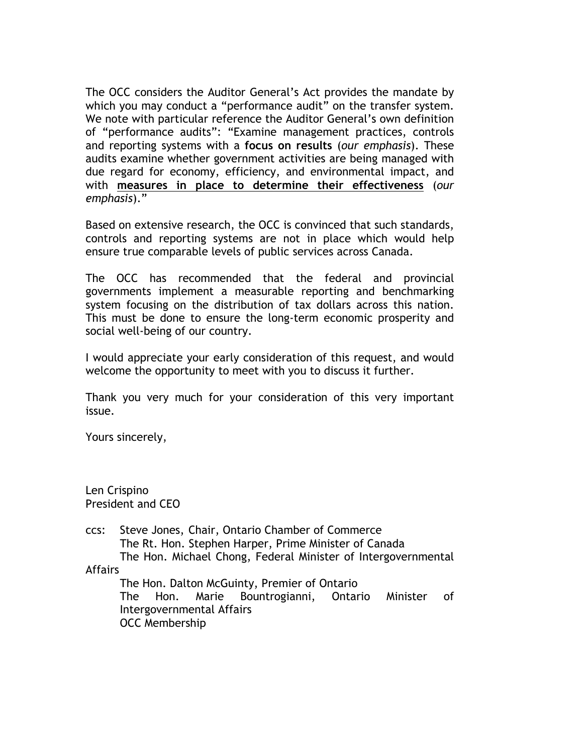The OCC considers the Auditor General's Act provides the mandate by which you may conduct a "performance audit" on the transfer system. We note with particular reference the Auditor General's own definition of "performance audits": "Examine management practices, controls and reporting systems with a **focus on results** (*our emphasis*). These audits examine whether government activities are being managed with due regard for economy, efficiency, and environmental impact, and with **<u>measures in place to determine their effectiveness</u>** (*our emphasis*)."

Based on extensive research, the OCC is convinced that such standards, controls and reporting systems are not in place which would help ensure true comparable levels of public services across Canada.

The OCC has recommended that the federal and provincial governments implement a measurable reporting and benchmarking system focusing on the distribution of tax dollars across this nation. This must be done to ensure the long-term economic prosperity and social well-being of our country.

I would appreciate your early consideration of this request, and would welcome the opportunity to meet with you to discuss it further.

Thank you very much for your consideration of this very important issue.

Yours sincerely,

Len Crispino
President and CEO

ccs: Steve Jones, Chair, Ontario Chamber of Commerce
The Rt. Hon. Stephen Harper, Prime Minister of Canada
The Hon. Michael Chong, Federal Minister of Intergovernmental Affairs
The Hon. Dalton McGuinty, Premier of Ontario
The Hon. Marie Bountrogianni, Ontario Minister of Intergovernmental Affairs
OCC Membership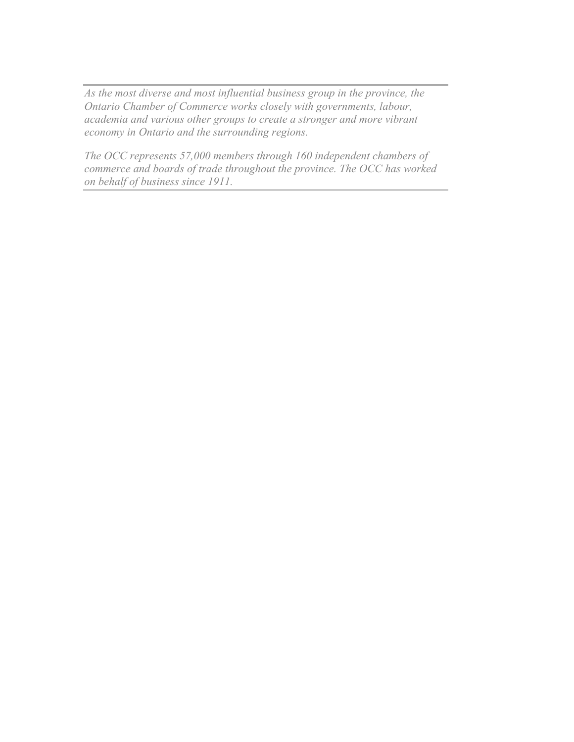*As the most diverse and most influential business group in the province, the Ontario Chamber of Commerce works closely with governments, labour, academia and various other groups to create a stronger and more vibrant economy in Ontario and the surrounding regions.*

*The OCC represents 57,000 members through 160 independent chambers of commerce and boards of trade throughout the province. The OCC has worked on behalf of business since 1911.*